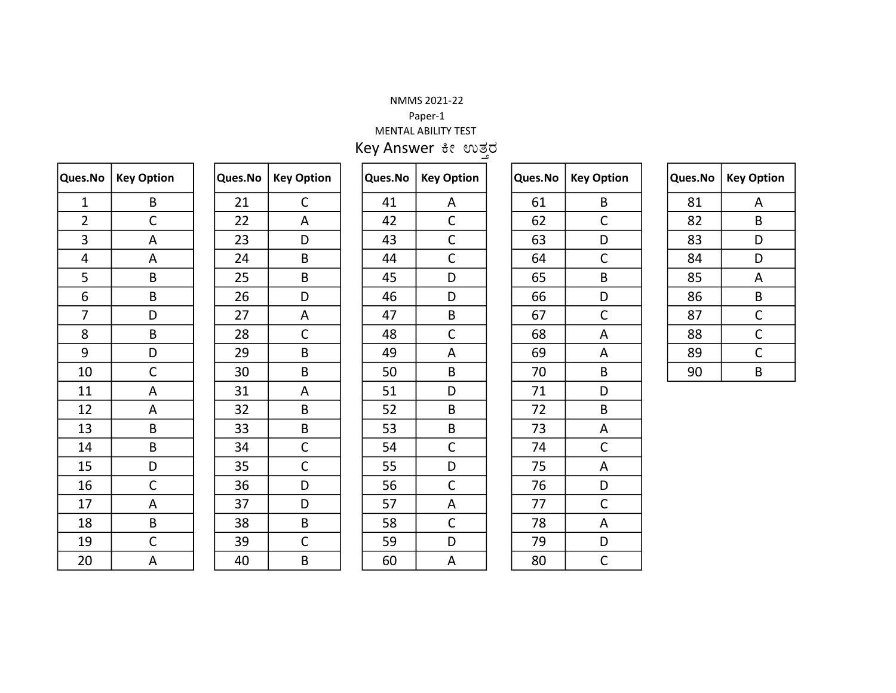NMMS 2021-22

Paper-1

MENTAL ABILITY TEST

# Key Answer ಕೀ ಉತ್ತರ

| Ques.No | Key Option |
|---|---|
| 1 | B |
| 2 | C |
| 3 | A |
| 4 | A |
| 5 | B |
| 6 | B |
| 7 | D |
| 8 | B |
| 9 | D |
| 10 | C |
| 11 | A |
| 12 | A |
| 13 | B |
| 14 | B |
| 15 | D |
| 16 | C |
| 17 | A |
| 18 | B |
| 19 | C |
| 20 | A |

| Ques.No | Key Option |
|---|---|
| 21 | C |
| 22 | A |
| 23 | D |
| 24 | B |
| 25 | B |
| 26 | D |
| 27 | A |
| 28 | C |
| 29 | B |
| 30 | B |
| 31 | A |
| 32 | B |
| 33 | B |
| 34 | C |
| 35 | C |
| 36 | D |
| 37 | D |
| 38 | B |
| 39 | C |
| 40 | B |

| Ques.No | Key Option |
|---|---|
| 41 | A |
| 42 | C |
| 43 | C |
| 44 | C |
| 45 | D |
| 46 | D |
| 47 | B |
| 48 | C |
| 49 | A |
| 50 | B |
| 51 | D |
| 52 | B |
| 53 | B |
| 54 | C |
| 55 | D |
| 56 | C |
| 57 | A |
| 58 | C |
| 59 | D |
| 60 | A |

| Ques.No | Key Option |
|---|---|
| 61 | B |
| 62 | C |
| 63 | D |
| 64 | C |
| 65 | B |
| 66 | D |
| 67 | C |
| 68 | A |
| 69 | A |
| 70 | B |
| 71 | D |
| 72 | B |
| 73 | A |
| 74 | C |
| 75 | A |
| 76 | D |
| 77 | C |
| 78 | A |
| 79 | D |
| 80 | C |

| Ques.No | Key Option |
|---|---|
| 81 | A |
| 82 | B |
| 83 | D |
| 84 | D |
| 85 | A |
| 86 | B |
| 87 | C |
| 88 | C |
| 89 | C |
| 90 | B |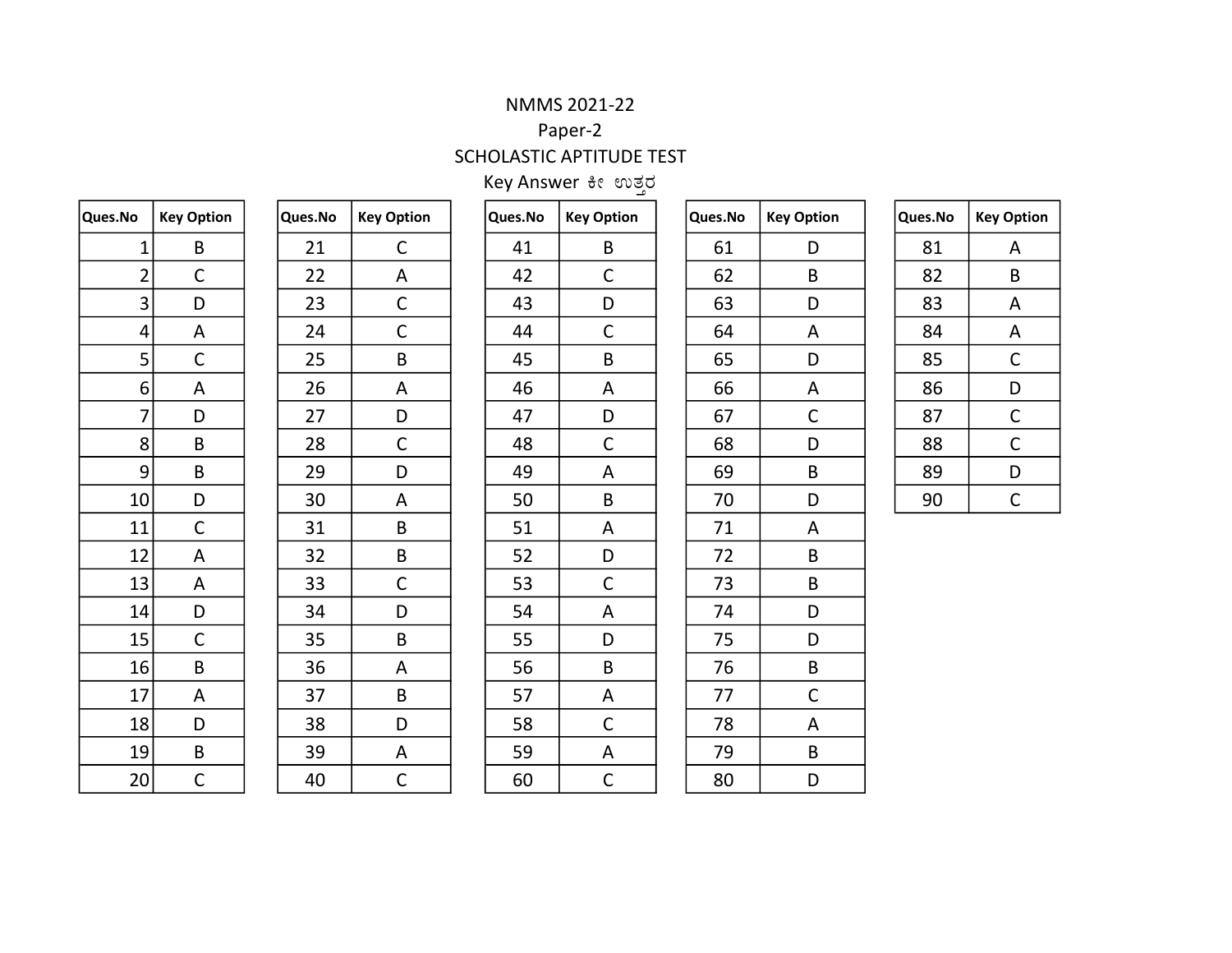NMMS 2021-22

Paper-2

SCHOLASTIC APTITUDE TEST

Key Answer ಕೀ ಉತ್ತರ

| Ques.No | Key Option |
|---|---|
| 1 | B |
| 2 | C |
| 3 | D |
| 4 | A |
| 5 | C |
| 6 | A |
| 7 | D |
| 8 | B |
| 9 | B |
| 10 | D |
| 11 | C |
| 12 | A |
| 13 | A |
| 14 | D |
| 15 | C |
| 16 | B |
| 17 | A |
| 18 | D |
| 19 | B |
| 20 | C |

| Ques.No | Key Option |
|---|---|
| 21 | C |
| 22 | A |
| 23 | C |
| 24 | C |
| 25 | B |
| 26 | A |
| 27 | D |
| 28 | C |
| 29 | D |
| 30 | A |
| 31 | B |
| 32 | B |
| 33 | C |
| 34 | D |
| 35 | B |
| 36 | A |
| 37 | B |
| 38 | D |
| 39 | A |
| 40 | C |

| Ques.No | Key Option |
|---|---|
| 41 | B |
| 42 | C |
| 43 | D |
| 44 | C |
| 45 | B |
| 46 | A |
| 47 | D |
| 48 | C |
| 49 | A |
| 50 | B |
| 51 | A |
| 52 | D |
| 53 | C |
| 54 | A |
| 55 | D |
| 56 | B |
| 57 | A |
| 58 | C |
| 59 | A |
| 60 | C |

| Ques.No | Key Option |
|---|---|
| 61 | D |
| 62 | B |
| 63 | D |
| 64 | A |
| 65 | D |
| 66 | A |
| 67 | C |
| 68 | D |
| 69 | B |
| 70 | D |
| 71 | A |
| 72 | B |
| 73 | B |
| 74 | D |
| 75 | D |
| 76 | B |
| 77 | C |
| 78 | A |
| 79 | B |
| 80 | D |

| Ques.No | Key Option |
|---|---|
| 81 | A |
| 82 | B |
| 83 | A |
| 84 | A |
| 85 | C |
| 86 | D |
| 87 | C |
| 88 | C |
| 89 | D |
| 90 | C |